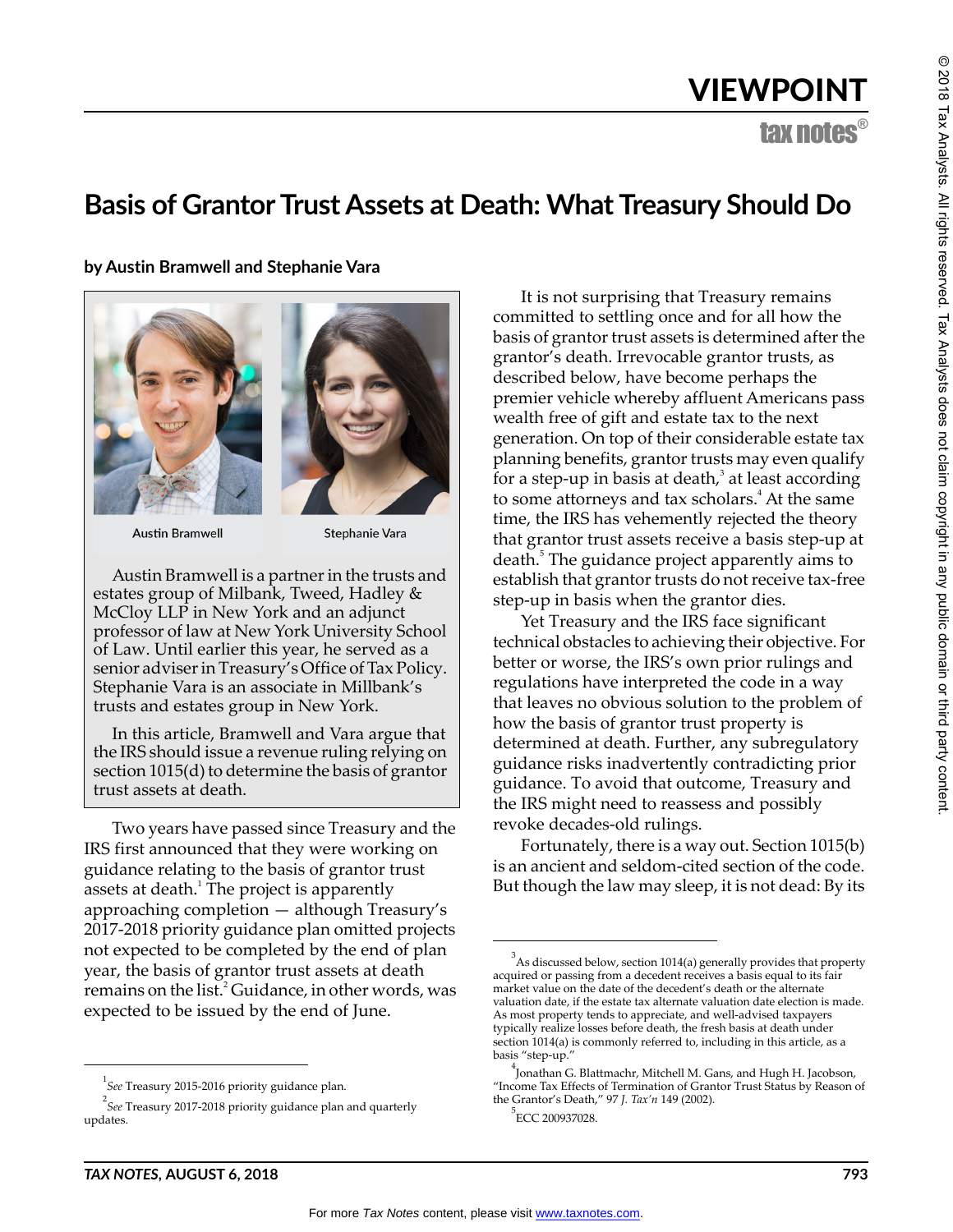VIEWPOINT

# Basis of Grantor Trust Assets at Death: What Treasury Should Do

**by Austin Bramwell and Stephanie Vara**

Austin Bramwell

Stephanie Vara

Austin Bramwell is a partner in the trusts and estates group of Milbank, Tweed, Hadley & McCloy LLP in New York and an adjunct professor of law at New York University School of Law. Until earlier this year, he served as a senior adviser in Treasury's Office of Tax Policy. Stephanie Vara is an associate in Millbank's trusts and estates group in New York.

In this article, Bramwell and Vara argue that the IRS should issue a revenue ruling relying on section 1015(d) to determine the basis of grantor trust assets at death.

Two years have passed since Treasury and the IRS first announced that they were working on guidance relating to the basis of grantor trust assets at death.[1] The project is apparently approaching completion — although Treasury's 2017-2018 priority guidance plan omitted projects not expected to be completed by the end of plan year, the basis of grantor trust assets at death remains on the list.[2] Guidance, in other words, was expected to be issued by the end of June.

It is not surprising that Treasury remains committed to settling once and for all how the basis of grantor trust assets is determined after the grantor's death. Irrevocable grantor trusts, as described below, have become perhaps the premier vehicle whereby affluent Americans pass wealth free of gift and estate tax to the next generation. On top of their considerable estate tax planning benefits, grantor trusts may even qualify for a step-up in basis at death,[3] at least according to some attorneys and tax scholars.[4] At the same time, the IRS has vehemently rejected the theory that grantor trust assets receive a basis step-up at death.[5] The guidance project apparently aims to establish that grantor trusts do not receive tax-free step-up in basis when the grantor dies.

Yet Treasury and the IRS face significant technical obstacles to achieving their objective. For better or worse, the IRS's own prior rulings and regulations have interpreted the code in a way that leaves no obvious solution to the problem of how the basis of grantor trust property is determined at death. Further, any subregulatory guidance risks inadvertently contradicting prior guidance. To avoid that outcome, Treasury and the IRS might need to reassess and possibly revoke decades-old rulings.

Fortunately, there is a way out. Section 1015(b) is an ancient and seldom-cited section of the code. But though the law may sleep, it is not dead: By its

---

[1] *See* Treasury 2015-2016 priority guidance plan.

[2] *See* Treasury 2017-2018 priority guidance plan and quarterly updates.

[3] As discussed below, section 1014(a) generally provides that property acquired or passing from a decedent receives a basis equal to its fair market value on the date of the decedent's death or the alternate valuation date, if the estate tax alternate valuation date election is made. As most property tends to appreciate, and well-advised taxpayers typically realize losses before death, the fresh basis at death under section 1014(a) is commonly referred to, including in this article, as a basis "step-up."

[4] Jonathan G. Blattmachr, Mitchell M. Gans, and Hugh H. Jacobson, "Income Tax Effects of Termination of Grantor Trust Status by Reason of the Grantor's Death," 97 *J. Tax'n* 149 (2002).

[5] ECC 200937028.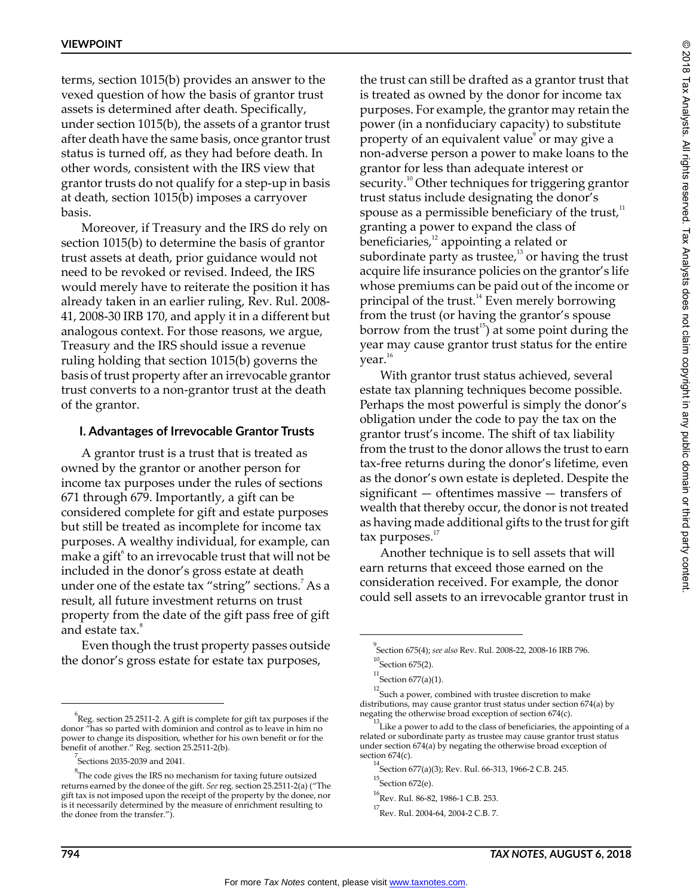terms, section 1015(b) provides an answer to the vexed question of how the basis of grantor trust assets is determined after death. Specifically, under section 1015(b), the assets of a grantor trust after death have the same basis, once grantor trust status is turned off, as they had before death. In other words, consistent with the IRS view that grantor trusts do not qualify for a step-up in basis at death, section 1015(b) imposes a carryover basis.

Moreover, if Treasury and the IRS do rely on section 1015(b) to determine the basis of grantor trust assets at death, prior guidance would not need to be revoked or revised. Indeed, the IRS would merely have to reiterate the position it has already taken in an earlier ruling, Rev. Rul. 2008-41, 2008-30 IRB 170, and apply it in a different but analogous context. For those reasons, we argue, Treasury and the IRS should issue a revenue ruling holding that section 1015(b) governs the basis of trust property after an irrevocable grantor trust converts to a non-grantor trust at the death of the grantor.

## I. Advantages of Irrevocable Grantor Trusts

A grantor trust is a trust that is treated as owned by the grantor or another person for income tax purposes under the rules of sections 671 through 679. Importantly, a gift can be considered complete for gift and estate purposes but still be treated as incomplete for income tax purposes. A wealthy individual, for example, can make a gift[6] to an irrevocable trust that will not be included in the donor's gross estate at death under one of the estate tax "string" sections.[7] As a result, all future investment returns on trust property from the date of the gift pass free of gift and estate tax.[8]

Even though the trust property passes outside the donor's gross estate for estate tax purposes, the trust can still be drafted as a grantor trust that is treated as owned by the donor for income tax purposes. For example, the grantor may retain the power (in a nonfiduciary capacity) to substitute property of an equivalent value[9] or may give a non-adverse person a power to make loans to the grantor for less than adequate interest or security.[10] Other techniques for triggering grantor trust status include designating the donor's spouse as a permissible beneficiary of the trust,[11] granting a power to expand the class of beneficiaries,[12] appointing a related or subordinate party as trustee,[13] or having the trust acquire life insurance policies on the grantor's life whose premiums can be paid out of the income or principal of the trust.[14] Even merely borrowing from the trust (or having the grantor's spouse borrow from the trust[15]) at some point during the year may cause grantor trust status for the entire year.[16]

With grantor trust status achieved, several estate tax planning techniques become possible. Perhaps the most powerful is simply the donor's obligation under the code to pay the tax on the grantor trust's income. The shift of tax liability from the trust to the donor allows the trust to earn tax-free returns during the donor's lifetime, even as the donor's own estate is depleted. Despite the significant — oftentimes massive — transfers of wealth that thereby occur, the donor is not treated as having made additional gifts to the trust for gift tax purposes.[17]

Another technique is to sell assets that will earn returns that exceed those earned on the consideration received. For example, the donor could sell assets to an irrevocable grantor trust in

---

[6] Reg. section 25.2511-2. A gift is complete for gift tax purposes if the donor "has so parted with dominion and control as to leave in him no power to change its disposition, whether for his own benefit or for the benefit of another." Reg. section 25.2511-2(b).

[7] Sections 2035-2039 and 2041.

[8] The code gives the IRS no mechanism for taxing future outsized returns earned by the donee of the gift. *See* reg. section 25.2511-2(a) ("The gift tax is not imposed upon the receipt of the property by the donee, nor is it necessarily determined by the measure of enrichment resulting to the donee from the transfer.").

[9] Section 675(4); *see also* Rev. Rul. 2008-22, 2008-16 IRB 796.

[10] Section 675(2).

[11] Section 677(a)(1).

[12] Such a power, combined with trustee discretion to make distributions, may cause grantor trust status under section 674(a) by negating the otherwise broad exception of section 674(c).

[13] Like a power to add to the class of beneficiaries, the appointing of a related or subordinate party as trustee may cause grantor trust status under section 674(a) by negating the otherwise broad exception of section 674(c).

[14] Section 677(a)(3); Rev. Rul. 66-313, 1966-2 C.B. 245.

[15] Section 672(e).

[16] Rev. Rul. 86-82, 1986-1 C.B. 253.

[17] Rev. Rul. 2004-64, 2004-2 C.B. 7.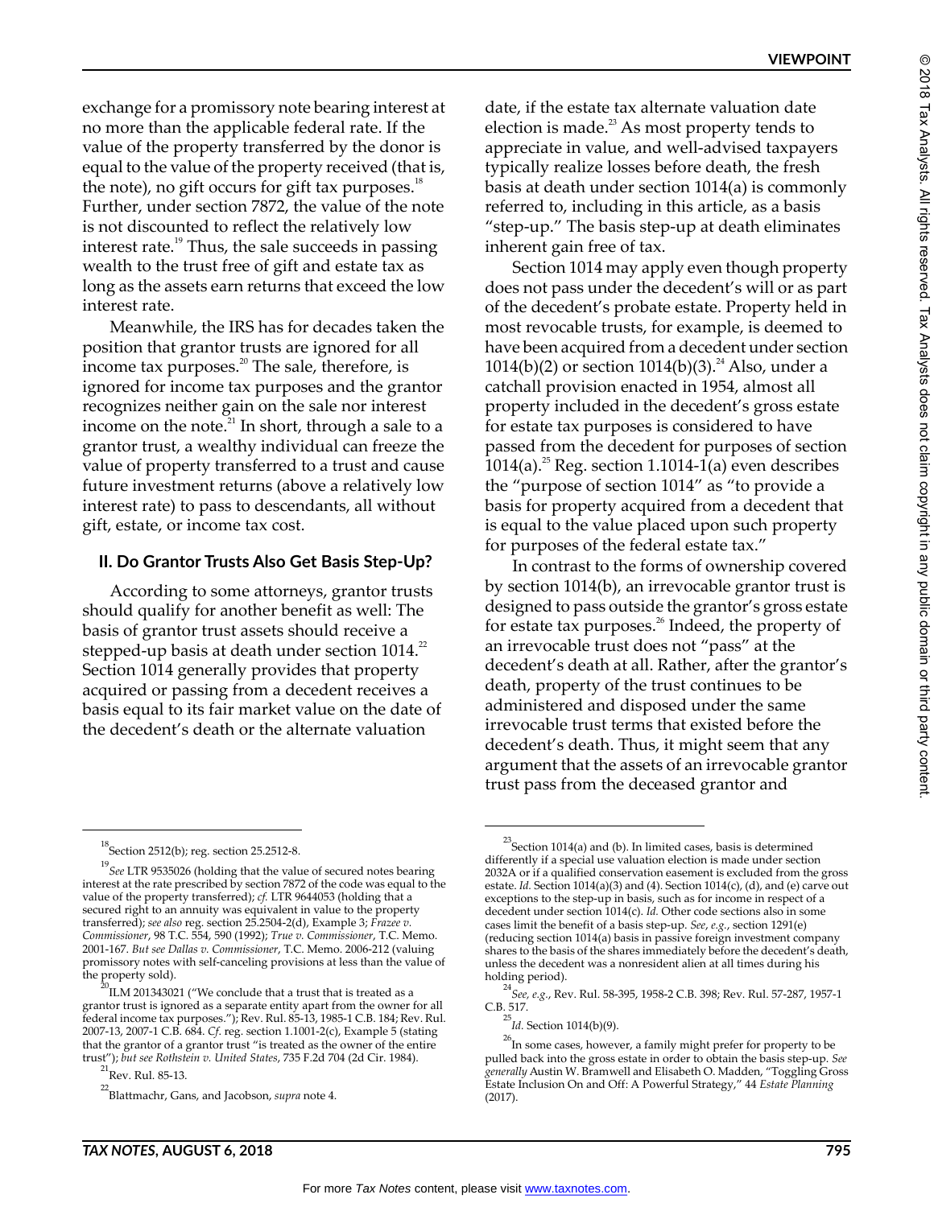exchange for a promissory note bearing interest at no more than the applicable federal rate. If the value of the property transferred by the donor is equal to the value of the property received (that is, the note), no gift occurs for gift tax purposes.[18] Further, under section 7872, the value of the note is not discounted to reflect the relatively low interest rate.[19] Thus, the sale succeeds in passing wealth to the trust free of gift and estate tax as long as the assets earn returns that exceed the low interest rate.

Meanwhile, the IRS has for decades taken the position that grantor trusts are ignored for all income tax purposes.[20] The sale, therefore, is ignored for income tax purposes and the grantor recognizes neither gain on the sale nor interest income on the note.[21] In short, through a sale to a grantor trust, a wealthy individual can freeze the value of property transferred to a trust and cause future investment returns (above a relatively low interest rate) to pass to descendants, all without gift, estate, or income tax cost.

## II. Do Grantor Trusts Also Get Basis Step-Up?

According to some attorneys, grantor trusts should qualify for another benefit as well: The basis of grantor trust assets should receive a stepped-up basis at death under section 1014.[22] Section 1014 generally provides that property acquired or passing from a decedent receives a basis equal to its fair market value on the date of the decedent's death or the alternate valuation date, if the estate tax alternate valuation date election is made.[23] As most property tends to appreciate in value, and well-advised taxpayers typically realize losses before death, the fresh basis at death under section 1014(a) is commonly referred to, including in this article, as a basis "step-up." The basis step-up at death eliminates inherent gain free of tax.

Section 1014 may apply even though property does not pass under the decedent's will or as part of the decedent's probate estate. Property held in most revocable trusts, for example, is deemed to have been acquired from a decedent under section 1014(b)(2) or section 1014(b)(3).[24] Also, under a catchall provision enacted in 1954, almost all property included in the decedent's gross estate for estate tax purposes is considered to have passed from the decedent for purposes of section 1014(a).[25] Reg. section 1.1014-1(a) even describes the "purpose of section 1014" as "to provide a basis for property acquired from a decedent that is equal to the value placed upon such property for purposes of the federal estate tax."

In contrast to the forms of ownership covered by section 1014(b), an irrevocable grantor trust is designed to pass outside the grantor's gross estate for estate tax purposes.[26] Indeed, the property of an irrevocable trust does not "pass" at the decedent's death at all. Rather, after the grantor's death, property of the trust continues to be administered and disposed under the same irrevocable trust terms that existed before the decedent's death. Thus, it might seem that any argument that the assets of an irrevocable grantor trust pass from the deceased grantor and

---

[18] Section 2512(b); reg. section 25.2512-8.

[19] *See* LTR 9535026 (holding that the value of secured notes bearing interest at the rate prescribed by section 7872 of the code was equal to the value of the property transferred); *cf.* LTR 9644053 (holding that a secured right to an annuity was equivalent in value to the property transferred); *see also* reg. section 25.2504-2(d), Example 3; *Frazee v. Commissioner*, 98 T.C. 554, 590 (1992); *True v. Commissioner*, T.C. Memo. 2001-167. *But see Dallas v. Commissioner*, T.C. Memo. 2006-212 (valuing promissory notes with self-canceling provisions at less than the value of the property sold).

[20] ILM 201343021 ("We conclude that a trust that is treated as a grantor trust is ignored as a separate entity apart from the owner for all federal income tax purposes."); Rev. Rul. 85-13, 1985-1 C.B. 184; Rev. Rul. 2007-13, 2007-1 C.B. 684. *Cf.* reg. section 1.1001-2(c), Example 5 (stating that the grantor of a grantor trust "is treated as the owner of the entire trust"); *but see Rothstein v. United States*, 735 F.2d 704 (2d Cir. 1984).

[21] Rev. Rul. 85-13.

[22] Blattmachr, Gans, and Jacobson, *supra* note 4.

[23] Section 1014(a) and (b). In limited cases, basis is determined differently if a special use valuation election is made under section 2032A or if a qualified conservation easement is excluded from the gross estate. *Id.* Section 1014(a)(3) and (4). Section 1014(c), (d), and (e) carve out exceptions to the step-up in basis, such as for income in respect of a decedent under section 1014(c). *Id.* Other code sections also in some cases limit the benefit of a basis step-up. *See, e.g.*, section 1291(e) (reducing section 1014(a) basis in passive foreign investment company shares to the basis of the shares immediately before the decedent's death, unless the decedent was a nonresident alien at all times during his holding period).

[24] *See, e.g.*, Rev. Rul. 58-395, 1958-2 C.B. 398; Rev. Rul. 57-287, 1957-1 C.B. 517.

[25] *Id.* Section 1014(b)(9).

[26] In some cases, however, a family might prefer for property to be pulled back into the gross estate in order to obtain the basis step-up. *See generally* Austin W. Bramwell and Elisabeth O. Madden, "Toggling Gross Estate Inclusion On and Off: A Powerful Strategy," 44 *Estate Planning* (2017).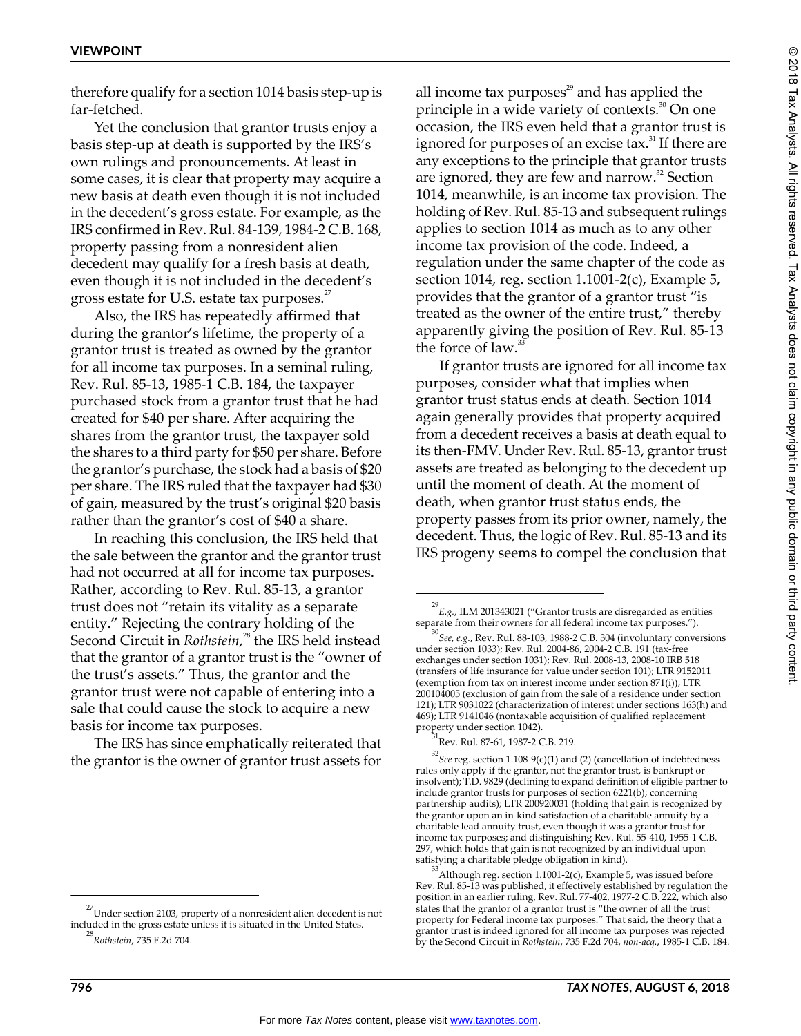therefore qualify for a section 1014 basis step-up is far-fetched.

Yet the conclusion that grantor trusts enjoy a basis step-up at death is supported by the IRS's own rulings and pronouncements. At least in some cases, it is clear that property may acquire a new basis at death even though it is not included in the decedent's gross estate. For example, as the IRS confirmed in Rev. Rul. 84-139, 1984-2 C.B. 168, property passing from a nonresident alien decedent may qualify for a fresh basis at death, even though it is not included in the decedent's gross estate for U.S. estate tax purposes.[27]

Also, the IRS has repeatedly affirmed that during the grantor's lifetime, the property of a grantor trust is treated as owned by the grantor for all income tax purposes. In a seminal ruling, Rev. Rul. 85-13, 1985-1 C.B. 184, the taxpayer purchased stock from a grantor trust that he had created for $40 per share. After acquiring the shares from the grantor trust, the taxpayer sold the shares to a third party for $50 per share. Before the grantor's purchase, the stock had a basis of $20 per share. The IRS ruled that the taxpayer had $30 of gain, measured by the trust's original $20 basis rather than the grantor's cost of $40 a share.

In reaching this conclusion, the IRS held that the sale between the grantor and the grantor trust had not occurred at all for income tax purposes. Rather, according to Rev. Rul. 85-13, a grantor trust does not "retain its vitality as a separate entity." Rejecting the contrary holding of the Second Circuit in *Rothstein*,[28] the IRS held instead that the grantor of a grantor trust is the "owner of the trust's assets." Thus, the grantor and the grantor trust were not capable of entering into a sale that could cause the stock to acquire a new basis for income tax purposes.

The IRS has since emphatically reiterated that the grantor is the owner of grantor trust assets for all income tax purposes[29] and has applied the principle in a wide variety of contexts.[30] On one occasion, the IRS even held that a grantor trust is ignored for purposes of an excise tax.[31] If there are any exceptions to the principle that grantor trusts are ignored, they are few and narrow.[32] Section 1014, meanwhile, is an income tax provision. The holding of Rev. Rul. 85-13 and subsequent rulings applies to section 1014 as much as to any other income tax provision of the code. Indeed, a regulation under the same chapter of the code as section 1014, reg. section 1.1001-2(c), Example 5, provides that the grantor of a grantor trust "is treated as the owner of the entire trust," thereby apparently giving the position of Rev. Rul. 85-13 the force of law.[33]

If grantor trusts are ignored for all income tax purposes, consider what that implies when grantor trust status ends at death. Section 1014 again generally provides that property acquired from a decedent receives a basis at death equal to its then-FMV. Under Rev. Rul. 85-13, grantor trust assets are treated as belonging to the decedent up until the moment of death. At the moment of death, when grantor trust status ends, the property passes from its prior owner, namely, the decedent. Thus, the logic of Rev. Rul. 85-13 and its IRS progeny seems to compel the conclusion that

---

[27] Under section 2103, property of a nonresident alien decedent is not included in the gross estate unless it is situated in the United States.

[28] *Rothstein*, 735 F.2d 704.

[29] *E.g.*, ILM 201343021 ("Grantor trusts are disregarded as entities separate from their owners for all federal income tax purposes.").

[30] *See, e.g.*, Rev. Rul. 88-103, 1988-2 C.B. 304 (involuntary conversions under section 1033); Rev. Rul. 2004-86, 2004-2 C.B. 191 (tax-free exchanges under section 1031); Rev. Rul. 2008-13, 2008-10 IRB 518 (transfers of life insurance for value under section 101); LTR 9152011 (exemption from tax on interest income under section 871(i)); LTR 200104005 (exclusion of gain from the sale of a residence under section 121); LTR 9031022 (characterization of interest under sections 163(h) and 469); LTR 9141046 (nontaxable acquisition of qualified replacement property under section 1042).

[31] Rev. Rul. 87-61, 1987-2 C.B. 219.

[32] *See* reg. section 1.108-9(c)(1) and (2) (cancellation of indebtedness rules only apply if the grantor, not the grantor trust, is bankrupt or insolvent); T.D. 9829 (declining to expand definition of eligible partner to include grantor trusts for purposes of section 6221(b); concerning partnership audits); LTR 200920031 (holding that gain is recognized by the grantor upon an in-kind satisfaction of a charitable annuity by a charitable lead annuity trust, even though it was a grantor trust for income tax purposes; and distinguishing Rev. Rul. 55-410, 1955-1 C.B. 297, which holds that gain is not recognized by an individual upon satisfying a charitable pledge obligation in kind).

[33] Although reg. section 1.1001-2(c), Example 5, was issued before Rev. Rul. 85-13 was published, it effectively established by regulation the position in an earlier ruling, Rev. Rul. 77-402, 1977-2 C.B. 222, which also states that the grantor of a grantor trust is "the owner of all the trust property for Federal income tax purposes." That said, the theory that a grantor trust is indeed ignored for all income tax purposes was rejected by the Second Circuit in *Rothstein*, 735 F.2d 704, *non-acq.*, 1985-1 C.B. 184.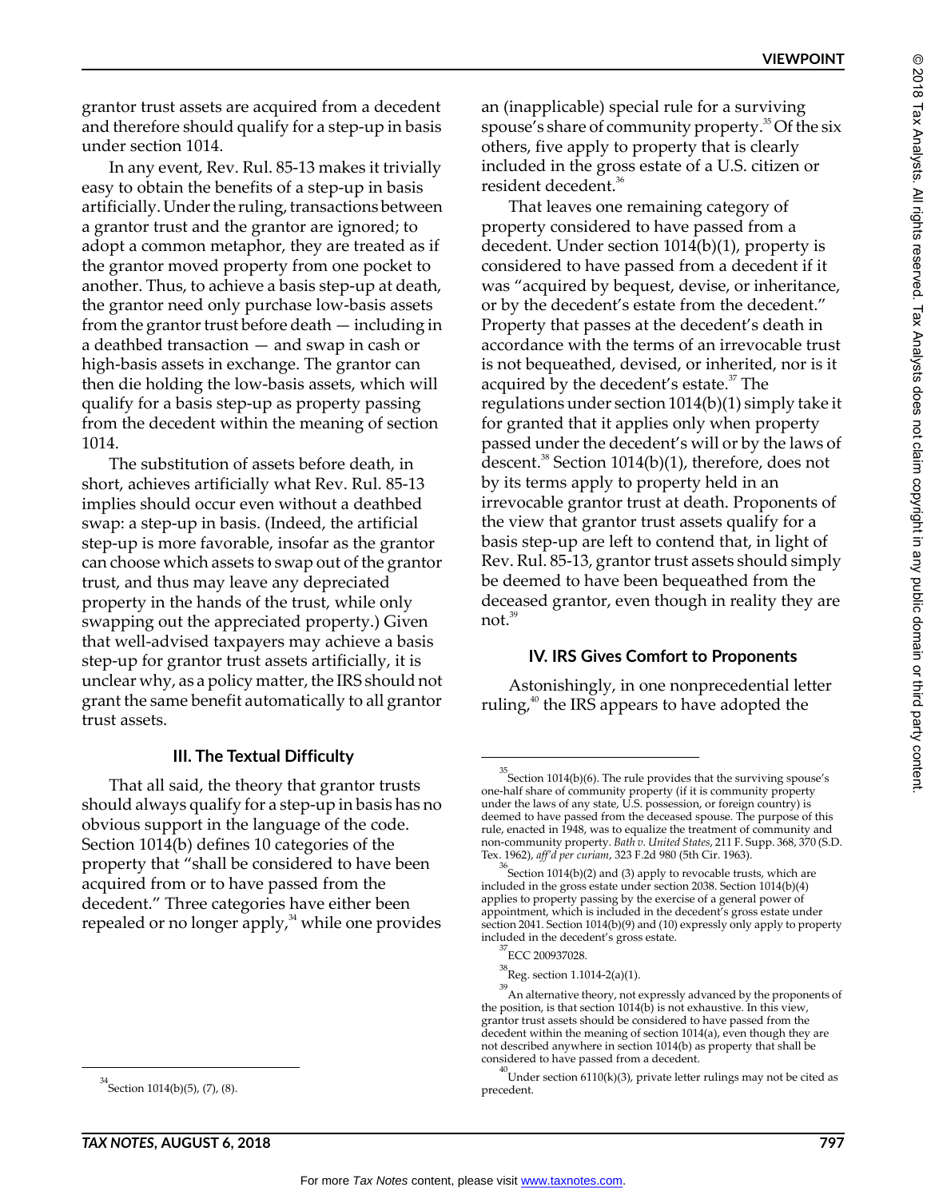grantor trust assets are acquired from a decedent and therefore should qualify for a step-up in basis under section 1014.

In any event, Rev. Rul. 85-13 makes it trivially easy to obtain the benefits of a step-up in basis artificially. Under the ruling, transactions between a grantor trust and the grantor are ignored; to adopt a common metaphor, they are treated as if the grantor moved property from one pocket to another. Thus, to achieve a basis step-up at death, the grantor need only purchase low-basis assets from the grantor trust before death — including in a deathbed transaction — and swap in cash or high-basis assets in exchange. The grantor can then die holding the low-basis assets, which will qualify for a basis step-up as property passing from the decedent within the meaning of section 1014.

The substitution of assets before death, in short, achieves artificially what Rev. Rul. 85-13 implies should occur even without a deathbed swap: a step-up in basis. (Indeed, the artificial step-up is more favorable, insofar as the grantor can choose which assets to swap out of the grantor trust, and thus may leave any depreciated property in the hands of the trust, while only swapping out the appreciated property.) Given that well-advised taxpayers may achieve a basis step-up for grantor trust assets artificially, it is unclear why, as a policy matter, the IRS should not grant the same benefit automatically to all grantor trust assets.

## III. The Textual Difficulty

That all said, the theory that grantor trusts should always qualify for a step-up in basis has no obvious support in the language of the code. Section 1014(b) defines 10 categories of the property that "shall be considered to have been acquired from or to have passed from the decedent." Three categories have either been repealed or no longer apply,[34] while one provides an (inapplicable) special rule for a surviving spouse's share of community property.[35] Of the six others, five apply to property that is clearly included in the gross estate of a U.S. citizen or resident decedent.[36]

That leaves one remaining category of property considered to have passed from a decedent. Under section 1014(b)(1), property is considered to have passed from a decedent if it was "acquired by bequest, devise, or inheritance, or by the decedent's estate from the decedent." Property that passes at the decedent's death in accordance with the terms of an irrevocable trust is not bequeathed, devised, or inherited, nor is it acquired by the decedent's estate.[37] The regulations under section 1014(b)(1) simply take it for granted that it applies only when property passed under the decedent's will or by the laws of descent.[38] Section 1014(b)(1), therefore, does not by its terms apply to property held in an irrevocable grantor trust at death. Proponents of the view that grantor trust assets qualify for a basis step-up are left to contend that, in light of Rev. Rul. 85-13, grantor trust assets should simply be deemed to have been bequeathed from the deceased grantor, even though in reality they are not.[39]

## IV. IRS Gives Comfort to Proponents

Astonishingly, in one nonprecedential letter ruling,[40] the IRS appears to have adopted the

---

[34] Section 1014(b)(5), (7), (8).

[35] Section 1014(b)(6). The rule provides that the surviving spouse's one-half share of community property (if it is community property under the laws of any state, U.S. possession, or foreign country) is deemed to have passed from the deceased spouse. The purpose of this rule, enacted in 1948, was to equalize the treatment of community and non-community property. *Bath v. United States*, 211 F. Supp. 368, 370 (S.D. Tex. 1962), *aff'd per curiam*, 323 F.2d 980 (5th Cir. 1963).

[36] Section 1014(b)(2) and (3) apply to revocable trusts, which are included in the gross estate under section 2038. Section 1014(b)(4) applies to property passing by the exercise of a general power of appointment, which is included in the decedent's gross estate under section 2041. Section 1014(b)(9) and (10) expressly only apply to property included in the decedent's gross estate.

[37] ECC 200937028.

[38] Reg. section 1.1014-2(a)(1).

[39] An alternative theory, not expressly advanced by the proponents of the position, is that section 1014(b) is not exhaustive. In this view, grantor trust assets should be considered to have passed from the decedent within the meaning of section 1014(a), even though they are not described anywhere in section 1014(b) as property that shall be considered to have passed from a decedent.

[40] Under section 6110(k)(3), private letter rulings may not be cited as precedent.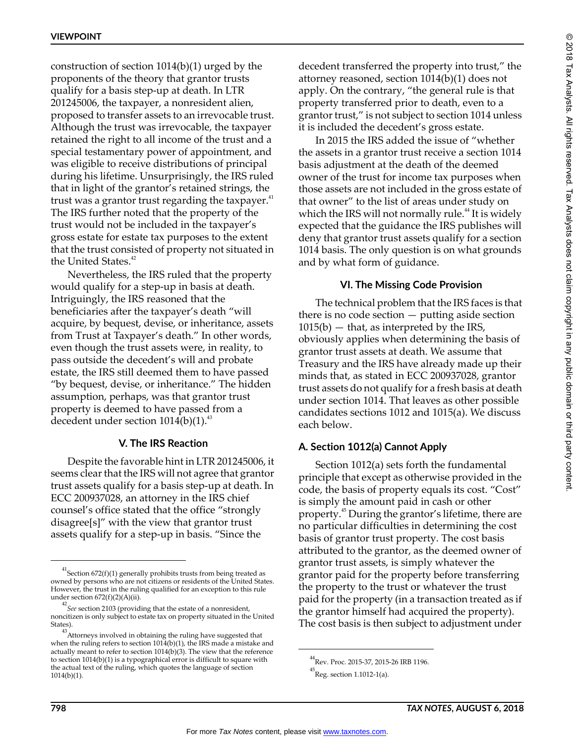construction of section 1014(b)(1) urged by the proponents of the theory that grantor trusts qualify for a basis step-up at death. In LTR 201245006, the taxpayer, a nonresident alien, proposed to transfer assets to an irrevocable trust. Although the trust was irrevocable, the taxpayer retained the right to all income of the trust and a special testamentary power of appointment, and was eligible to receive distributions of principal during his lifetime. Unsurprisingly, the IRS ruled that in light of the grantor's retained strings, the trust was a grantor trust regarding the taxpayer.[41] The IRS further noted that the property of the trust would not be included in the taxpayer's gross estate for estate tax purposes to the extent that the trust consisted of property not situated in the United States.[42]

Nevertheless, the IRS ruled that the property would qualify for a step-up in basis at death. Intriguingly, the IRS reasoned that the beneficiaries after the taxpayer's death "will acquire, by bequest, devise, or inheritance, assets from Trust at Taxpayer's death." In other words, even though the trust assets were, in reality, to pass outside the decedent's will and probate estate, the IRS still deemed them to have passed "by bequest, devise, or inheritance." The hidden assumption, perhaps, was that grantor trust property is deemed to have passed from a decedent under section 1014(b)(1).[43]

### V. The IRS Reaction

Despite the favorable hint in LTR 201245006, it seems clear that the IRS will not agree that grantor trust assets qualify for a basis step-up at death. In ECC 200937028, an attorney in the IRS chief counsel's office stated that the office "strongly disagree[s]" with the view that grantor trust assets qualify for a step-up in basis. "Since the decedent transferred the property into trust," the attorney reasoned, section 1014(b)(1) does not apply. On the contrary, "the general rule is that property transferred prior to death, even to a grantor trust," is not subject to section 1014 unless it is included the decedent's gross estate.

In 2015 the IRS added the issue of "whether the assets in a grantor trust receive a section 1014 basis adjustment at the death of the deemed owner of the trust for income tax purposes when those assets are not included in the gross estate of that owner" to the list of areas under study on which the IRS will not normally rule.[44] It is widely expected that the guidance the IRS publishes will deny that grantor trust assets qualify for a section 1014 basis. The only question is on what grounds and by what form of guidance.

### VI. The Missing Code Provision

The technical problem that the IRS faces is that there is no code section — putting aside section 1015(b) — that, as interpreted by the IRS, obviously applies when determining the basis of grantor trust assets at death. We assume that Treasury and the IRS have already made up their minds that, as stated in ECC 200937028, grantor trust assets do not qualify for a fresh basis at death under section 1014. That leaves as other possible candidates sections 1012 and 1015(a). We discuss each below.

#### A. Section 1012(a) Cannot Apply

Section 1012(a) sets forth the fundamental principle that except as otherwise provided in the code, the basis of property equals its cost. "Cost" is simply the amount paid in cash or other property.[45] During the grantor's lifetime, there are no particular difficulties in determining the cost basis of grantor trust property. The cost basis attributed to the grantor, as the deemed owner of grantor trust assets, is simply whatever the grantor paid for the property before transferring the property to the trust or whatever the trust paid for the property (in a transaction treated as if the grantor himself had acquired the property). The cost basis is then subject to adjustment under

---

[41] Section 672(f)(1) generally prohibits trusts from being treated as owned by persons who are not citizens or residents of the United States. However, the trust in the ruling qualified for an exception to this rule under section 672(f)(2)(A)(ii).

[42] *See* section 2103 (providing that the estate of a nonresident, noncitizen is only subject to estate tax on property situated in the United States).

[43] Attorneys involved in obtaining the ruling have suggested that when the ruling refers to section 1014(b)(1), the IRS made a mistake and actually meant to refer to section 1014(b)(3). The view that the reference to section 1014(b)(1) is a typographical error is difficult to square with the actual text of the ruling, which quotes the language of section 1014(b)(1).

[44] Rev. Proc. 2015-37, 2015-26 IRB 1196.

[45] Reg. section 1.1012-1(a).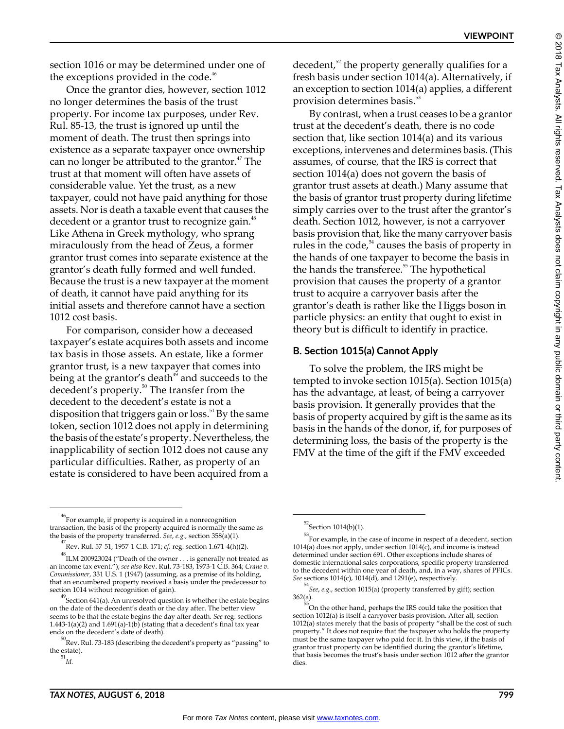section 1016 or may be determined under one of the exceptions provided in the code.[46]

Once the grantor dies, however, section 1012 no longer determines the basis of the trust property. For income tax purposes, under Rev. Rul. 85-13, the trust is ignored up until the moment of death. The trust then springs into existence as a separate taxpayer once ownership can no longer be attributed to the grantor.[47] The trust at that moment will often have assets of considerable value. Yet the trust, as a new taxpayer, could not have paid anything for those assets. Nor is death a taxable event that causes the decedent or a grantor trust to recognize gain.[48] Like Athena in Greek mythology, who sprang miraculously from the head of Zeus, a former grantor trust comes into separate existence at the grantor's death fully formed and well funded. Because the trust is a new taxpayer at the moment of death, it cannot have paid anything for its initial assets and therefore cannot have a section 1012 cost basis.

For comparison, consider how a deceased taxpayer's estate acquires both assets and income tax basis in those assets. An estate, like a former grantor trust, is a new taxpayer that comes into being at the grantor's death[49] and succeeds to the decedent's property.[50] The transfer from the decedent to the decedent's estate is not a disposition that triggers gain or loss.[51] By the same token, section 1012 does not apply in determining the basis of the estate's property. Nevertheless, the inapplicability of section 1012 does not cause any particular difficulties. Rather, as property of an estate is considered to have been acquired from a decedent,[52] the property generally qualifies for a fresh basis under section 1014(a). Alternatively, if an exception to section 1014(a) applies, a different provision determines basis.[53]

By contrast, when a trust ceases to be a grantor trust at the decedent's death, there is no code section that, like section 1014(a) and its various exceptions, intervenes and determines basis. (This assumes, of course, that the IRS is correct that section 1014(a) does not govern the basis of grantor trust assets at death.) Many assume that the basis of grantor trust property during lifetime simply carries over to the trust after the grantor's death. Section 1012, however, is not a carryover basis provision that, like the many carryover basis rules in the code,[54] causes the basis of property in the hands of one taxpayer to become the basis in the hands the transferee.[55] The hypothetical provision that causes the property of a grantor trust to acquire a carryover basis after the grantor's death is rather like the Higgs boson in particle physics: an entity that ought to exist in theory but is difficult to identify in practice.

### B. Section 1015(a) Cannot Apply

To solve the problem, the IRS might be tempted to invoke section 1015(a). Section 1015(a) has the advantage, at least, of being a carryover basis provision. It generally provides that the basis of property acquired by gift is the same as its basis in the hands of the donor, if, for purposes of determining loss, the basis of the property is the FMV at the time of the gift if the FMV exceeded

---

[46] For example, if property is acquired in a nonrecognition transaction, the basis of the property acquired is normally the same as the basis of the property transferred. *See, e.g.*, section 358(a)(1).

[47] Rev. Rul. 57-51, 1957-1 C.B. 171; *cf.* reg. section 1.671-4(h)(2).

[48] ILM 200923024 ("Death of the owner . . . is generally not treated as an income tax event."); *see also* Rev. Rul. 73-183, 1973-1 C.B. 364; *Crane v. Commissioner*, 331 U.S. 1 (1947) (assuming, as a premise of its holding, that an encumbered property received a basis under the predecessor to section 1014 without recognition of gain).

[49] Section 641(a). An unresolved question is whether the estate begins on the date of the decedent's death or the day after. The better view seems to be that the estate begins the day after death. *See* reg. sections 1.443-1(a)(2) and 1.691(a)-1(b) (stating that a decedent's final tax year ends on the decedent's date of death).

[50] Rev. Rul. 73-183 (describing the decedent's property as "passing" to the estate).

[51] *Id.*

[52] Section 1014(b)(1).

[53] For example, in the case of income in respect of a decedent, section 1014(a) does not apply, under section 1014(c), and income is instead determined under section 691. Other exceptions include shares of domestic international sales corporations, specific property transferred to the decedent within one year of death, and, in a way, shares of PFICs. *See* sections 1014(c), 1014(d), and 1291(e), respectively.

[54] *See, e.g.*, section 1015(a) (property transferred by gift); section 362(a).

[55] On the other hand, perhaps the IRS could take the position that section 1012(a) is itself a carryover basis provision. After all, section 1012(a) states merely that the basis of property "shall be the cost of such property." It does not require that the taxpayer who holds the property must be the same taxpayer who paid for it. In this view, if the basis of grantor trust property can be identified during the grantor's lifetime, that basis becomes the trust's basis under section 1012 after the grantor dies.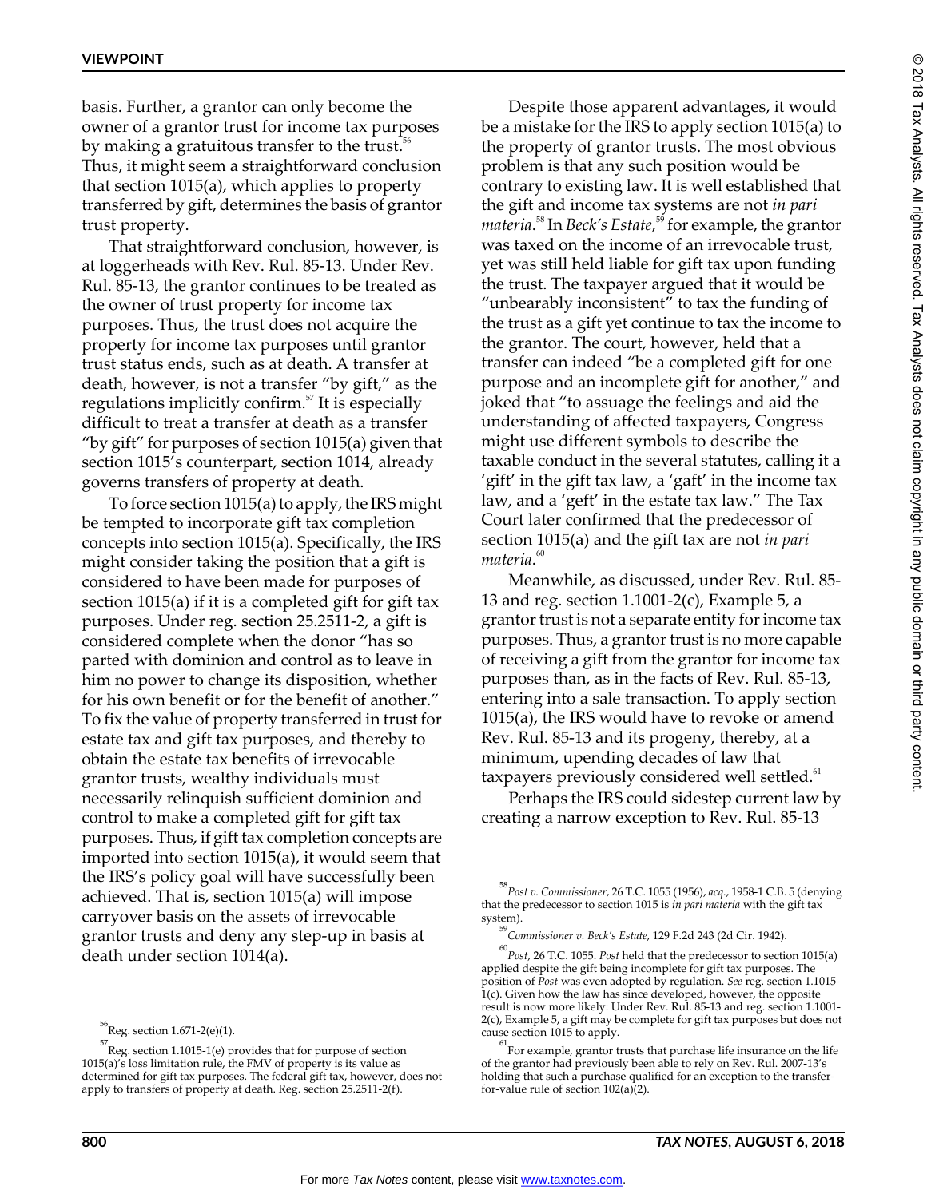basis. Further, a grantor can only become the owner of a grantor trust for income tax purposes by making a gratuitous transfer to the trust.[56] Thus, it might seem a straightforward conclusion that section 1015(a), which applies to property transferred by gift, determines the basis of grantor trust property.

That straightforward conclusion, however, is at loggerheads with Rev. Rul. 85-13. Under Rev. Rul. 85-13, the grantor continues to be treated as the owner of trust property for income tax purposes. Thus, the trust does not acquire the property for income tax purposes until grantor trust status ends, such as at death. A transfer at death, however, is not a transfer "by gift," as the regulations implicitly confirm.[57] It is especially difficult to treat a transfer at death as a transfer "by gift" for purposes of section 1015(a) given that section 1015's counterpart, section 1014, already governs transfers of property at death.

To force section 1015(a) to apply, the IRS might be tempted to incorporate gift tax completion concepts into section 1015(a). Specifically, the IRS might consider taking the position that a gift is considered to have been made for purposes of section 1015(a) if it is a completed gift for gift tax purposes. Under reg. section 25.2511-2, a gift is considered complete when the donor "has so parted with dominion and control as to leave in him no power to change its disposition, whether for his own benefit or for the benefit of another." To fix the value of property transferred in trust for estate tax and gift tax purposes, and thereby to obtain the estate tax benefits of irrevocable grantor trusts, wealthy individuals must necessarily relinquish sufficient dominion and control to make a completed gift for gift tax purposes. Thus, if gift tax completion concepts are imported into section 1015(a), it would seem that the IRS's policy goal will have successfully been achieved. That is, section 1015(a) will impose carryover basis on the assets of irrevocable grantor trusts and deny any step-up in basis at death under section 1014(a).

Despite those apparent advantages, it would be a mistake for the IRS to apply section 1015(a) to the property of grantor trusts. The most obvious problem is that any such position would be contrary to existing law. It is well established that the gift and income tax systems are not *in pari materia*.[58] In *Beck's Estate*,[59] for example, the grantor was taxed on the income of an irrevocable trust, yet was still held liable for gift tax upon funding the trust. The taxpayer argued that it would be "unbearably inconsistent" to tax the funding of the trust as a gift yet continue to tax the income to the grantor. The court, however, held that a transfer can indeed "be a completed gift for one purpose and an incomplete gift for another," and joked that "to assuage the feelings and aid the understanding of affected taxpayers, Congress might use different symbols to describe the taxable conduct in the several statutes, calling it a 'gift' in the gift tax law, a 'gaft' in the income tax law, and a 'geft' in the estate tax law." The Tax Court later confirmed that the predecessor of section 1015(a) and the gift tax are not *in pari materia*.[60]

Meanwhile, as discussed, under Rev. Rul. 85-13 and reg. section 1.1001-2(c), Example 5, a grantor trust is not a separate entity for income tax purposes. Thus, a grantor trust is no more capable of receiving a gift from the grantor for income tax purposes than, as in the facts of Rev. Rul. 85-13, entering into a sale transaction. To apply section 1015(a), the IRS would have to revoke or amend Rev. Rul. 85-13 and its progeny, thereby, at a minimum, upending decades of law that taxpayers previously considered well settled.[61]

Perhaps the IRS could sidestep current law by creating a narrow exception to Rev. Rul. 85-13

---

[56] Reg. section 1.671-2(e)(1).

[57] Reg. section 1.1015-1(e) provides that for purpose of section 1015(a)'s loss limitation rule, the FMV of property is its value as determined for gift tax purposes. The federal gift tax, however, does not apply to transfers of property at death. Reg. section 25.2511-2(f).

[58] *Post v. Commissioner*, 26 T.C. 1055 (1956), *acq.*, 1958-1 C.B. 5 (denying that the predecessor to section 1015 is *in pari materia* with the gift tax system).

[59] *Commissioner v. Beck's Estate*, 129 F.2d 243 (2d Cir. 1942).

[60] *Post*, 26 T.C. 1055. *Post* held that the predecessor to section 1015(a) applied despite the gift being incomplete for gift tax purposes. The position of *Post* was even adopted by regulation. *See* reg. section 1.1015-1(c). Given how the law has since developed, however, the opposite result is now more likely: Under Rev. Rul. 85-13 and reg. section 1.1001-2(c), Example 5, a gift may be complete for gift tax purposes but does not cause section 1015 to apply.

[61] For example, grantor trusts that purchase life insurance on the life of the grantor had previously been able to rely on Rev. Rul. 2007-13's holding that such a purchase qualified for an exception to the transfer-for-value rule of section 102(a)(2).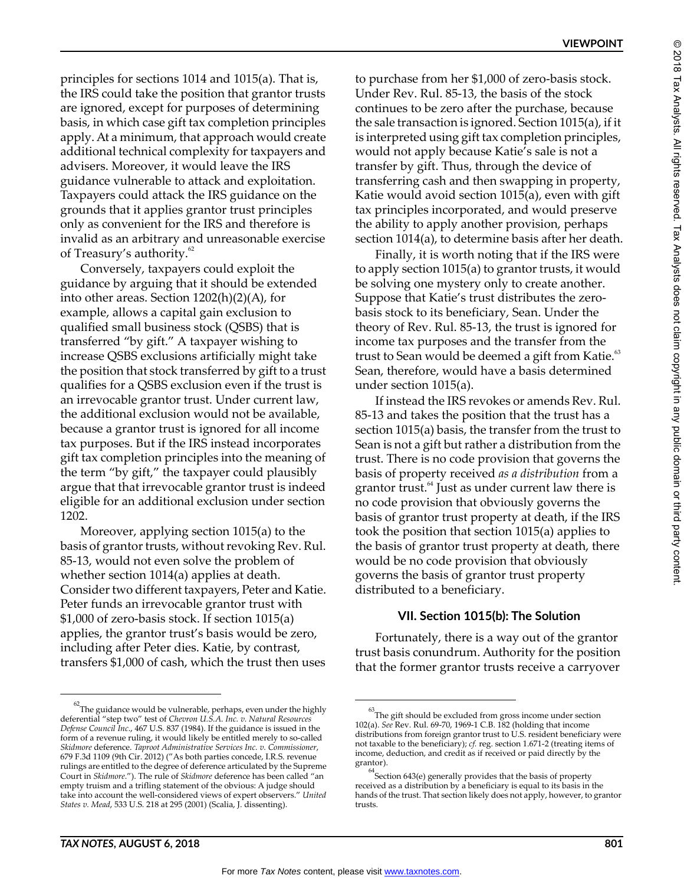principles for sections 1014 and 1015(a). That is, the IRS could take the position that grantor trusts are ignored, except for purposes of determining basis, in which case gift tax completion principles apply. At a minimum, that approach would create additional technical complexity for taxpayers and advisers. Moreover, it would leave the IRS guidance vulnerable to attack and exploitation. Taxpayers could attack the IRS guidance on the grounds that it applies grantor trust principles only as convenient for the IRS and therefore is invalid as an arbitrary and unreasonable exercise of Treasury's authority.[62]

Conversely, taxpayers could exploit the guidance by arguing that it should be extended into other areas. Section 1202(h)(2)(A), for example, allows a capital gain exclusion to qualified small business stock (QSBS) that is transferred "by gift." A taxpayer wishing to increase QSBS exclusions artificially might take the position that stock transferred by gift to a trust qualifies for a QSBS exclusion even if the trust is an irrevocable grantor trust. Under current law, the additional exclusion would not be available, because a grantor trust is ignored for all income tax purposes. But if the IRS instead incorporates gift tax completion principles into the meaning of the term "by gift," the taxpayer could plausibly argue that that irrevocable grantor trust is indeed eligible for an additional exclusion under section 1202.

Moreover, applying section 1015(a) to the basis of grantor trusts, without revoking Rev. Rul. 85-13, would not even solve the problem of whether section 1014(a) applies at death. Consider two different taxpayers, Peter and Katie. Peter funds an irrevocable grantor trust with \$1,000 of zero-basis stock. If section 1015(a) applies, the grantor trust's basis would be zero, including after Peter dies. Katie, by contrast, transfers \$1,000 of cash, which the trust then uses to purchase from her \$1,000 of zero-basis stock. Under Rev. Rul. 85-13, the basis of the stock continues to be zero after the purchase, because the sale transaction is ignored. Section 1015(a), if it is interpreted using gift tax completion principles, would not apply because Katie's sale is not a transfer by gift. Thus, through the device of transferring cash and then swapping in property, Katie would avoid section 1015(a), even with gift tax principles incorporated, and would preserve the ability to apply another provision, perhaps section 1014(a), to determine basis after her death.

Finally, it is worth noting that if the IRS were to apply section 1015(a) to grantor trusts, it would be solving one mystery only to create another. Suppose that Katie's trust distributes the zero-basis stock to its beneficiary, Sean. Under the theory of Rev. Rul. 85-13, the trust is ignored for income tax purposes and the transfer from the trust to Sean would be deemed a gift from Katie.[63] Sean, therefore, would have a basis determined under section 1015(a).

If instead the IRS revokes or amends Rev. Rul. 85-13 and takes the position that the trust has a section 1015(a) basis, the transfer from the trust to Sean is not a gift but rather a distribution from the trust. There is no code provision that governs the basis of property received *as a distribution* from a grantor trust.[64] Just as under current law there is no code provision that obviously governs the basis of grantor trust property at death, if the IRS took the position that section 1015(a) applies to the basis of grantor trust property at death, there would be no code provision that obviously governs the basis of grantor trust property distributed to a beneficiary.

## VII. Section 1015(b): The Solution

Fortunately, there is a way out of the grantor trust basis conundrum. Authority for the position that the former grantor trusts receive a carryover

---

[62] The guidance would be vulnerable, perhaps, even under the highly deferential "step two" test of *Chevron U.S.A. Inc. v. Natural Resources Defense Council Inc.*, 467 U.S. 837 (1984). If the guidance is issued in the form of a revenue ruling, it would likely be entitled merely to so-called *Skidmore* deference. *Taproot Administrative Services Inc. v. Commissioner*, 679 F.3d 1109 (9th Cir. 2012) ("As both parties concede, I.R.S. revenue rulings are entitled to the degree of deference articulated by the Supreme Court in *Skidmore*."). The rule of *Skidmore* deference has been called "an empty truism and a trifling statement of the obvious: A judge should take into account the well-considered views of expert observers." *United States v. Mead*, 533 U.S. 218 at 295 (2001) (Scalia, J. dissenting).

[63] The gift should be excluded from gross income under section 102(a). *See* Rev. Rul. 69-70, 1969-1 C.B. 182 (holding that income distributions from foreign grantor trust to U.S. resident beneficiary were not taxable to the beneficiary); *cf.* reg. section 1.671-2 (treating items of income, deduction, and credit as if received or paid directly by the grantor).

[64] Section 643(e) generally provides that the basis of property received as a distribution by a beneficiary is equal to its basis in the hands of the trust. That section likely does not apply, however, to grantor trusts.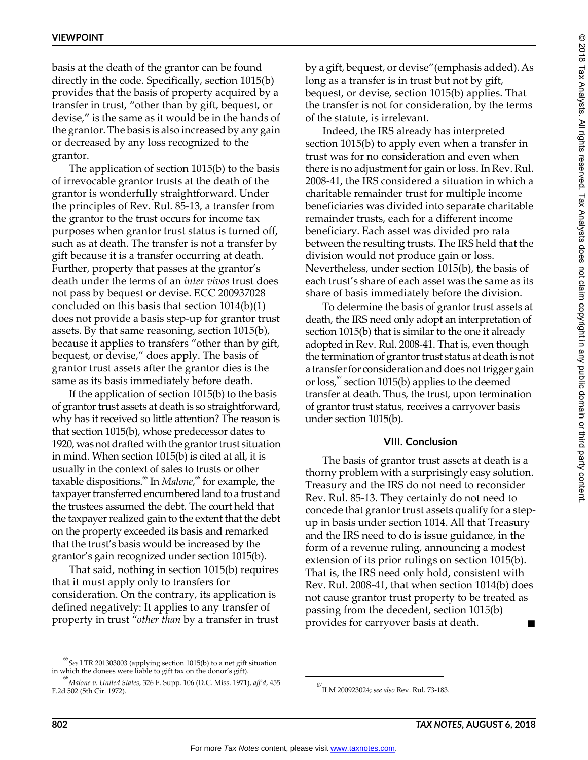basis at the death of the grantor can be found directly in the code. Specifically, section 1015(b) provides that the basis of property acquired by a transfer in trust, "other than by gift, bequest, or devise," is the same as it would be in the hands of the grantor. The basis is also increased by any gain or decreased by any loss recognized to the grantor.

The application of section 1015(b) to the basis of irrevocable grantor trusts at the death of the grantor is wonderfully straightforward. Under the principles of Rev. Rul. 85-13, a transfer from the grantor to the trust occurs for income tax purposes when grantor trust status is turned off, such as at death. The transfer is not a transfer by gift because it is a transfer occurring at death. Further, property that passes at the grantor's death under the terms of an *inter vivos* trust does not pass by bequest or devise. ECC 200937028 concluded on this basis that section 1014(b)(1) does not provide a basis step-up for grantor trust assets. By that same reasoning, section 1015(b), because it applies to transfers "other than by gift, bequest, or devise," does apply. The basis of grantor trust assets after the grantor dies is the same as its basis immediately before death.

If the application of section 1015(b) to the basis of grantor trust assets at death is so straightforward, why has it received so little attention? The reason is that section 1015(b), whose predecessor dates to 1920, was not drafted with the grantor trust situation in mind. When section 1015(b) is cited at all, it is usually in the context of sales to trusts or other taxable dispositions.[65] In *Malone*,[66] for example, the taxpayer transferred encumbered land to a trust and the trustees assumed the debt. The court held that the taxpayer realized gain to the extent that the debt on the property exceeded its basis and remarked that the trust's basis would be increased by the grantor's gain recognized under section 1015(b).

That said, nothing in section 1015(b) requires that it must apply only to transfers for consideration. On the contrary, its application is defined negatively: It applies to any transfer of property in trust "*other than* by a transfer in trust by a gift, bequest, or devise" (emphasis added). As long as a transfer is in trust but not by gift, bequest, or devise, section 1015(b) applies. That the transfer is not for consideration, by the terms of the statute, is irrelevant.

Indeed, the IRS already has interpreted section 1015(b) to apply even when a transfer in trust was for no consideration and even when there is no adjustment for gain or loss. In Rev. Rul. 2008-41, the IRS considered a situation in which a charitable remainder trust for multiple income beneficiaries was divided into separate charitable remainder trusts, each for a different income beneficiary. Each asset was divided pro rata between the resulting trusts. The IRS held that the division would not produce gain or loss. Nevertheless, under section 1015(b), the basis of each trust's share of each asset was the same as its share of basis immediately before the division.

To determine the basis of grantor trust assets at death, the IRS need only adopt an interpretation of section 1015(b) that is similar to the one it already adopted in Rev. Rul. 2008-41. That is, even though the termination of grantor trust status at death is not a transfer for consideration and does not trigger gain or loss,[67] section 1015(b) applies to the deemed transfer at death. Thus, the trust, upon termination of grantor trust status, receives a carryover basis under section 1015(b).

### VIII. Conclusion

The basis of grantor trust assets at death is a thorny problem with a surprisingly easy solution. Treasury and the IRS do not need to reconsider Rev. Rul. 85-13. They certainly do not need to concede that grantor trust assets qualify for a step-up in basis under section 1014. All that Treasury and the IRS need to do is issue guidance, in the form of a revenue ruling, announcing a modest extension of its prior rulings on section 1015(b). That is, the IRS need only hold, consistent with Rev. Rul. 2008-41, that when section 1014(b) does not cause grantor trust property to be treated as passing from the decedent, section 1015(b) provides for carryover basis at death. ■

---

[65] *See* LTR 201303003 (applying section 1015(b) to a net gift situation in which the donees were liable to gift tax on the donor's gift).

[66] *Malone v. United States*, 326 F. Supp. 106 (D.C. Miss. 1971), *aff'd*, 455 F.2d 502 (5th Cir. 1972).

[67] ILM 200923024; *see also* Rev. Rul. 73-183.